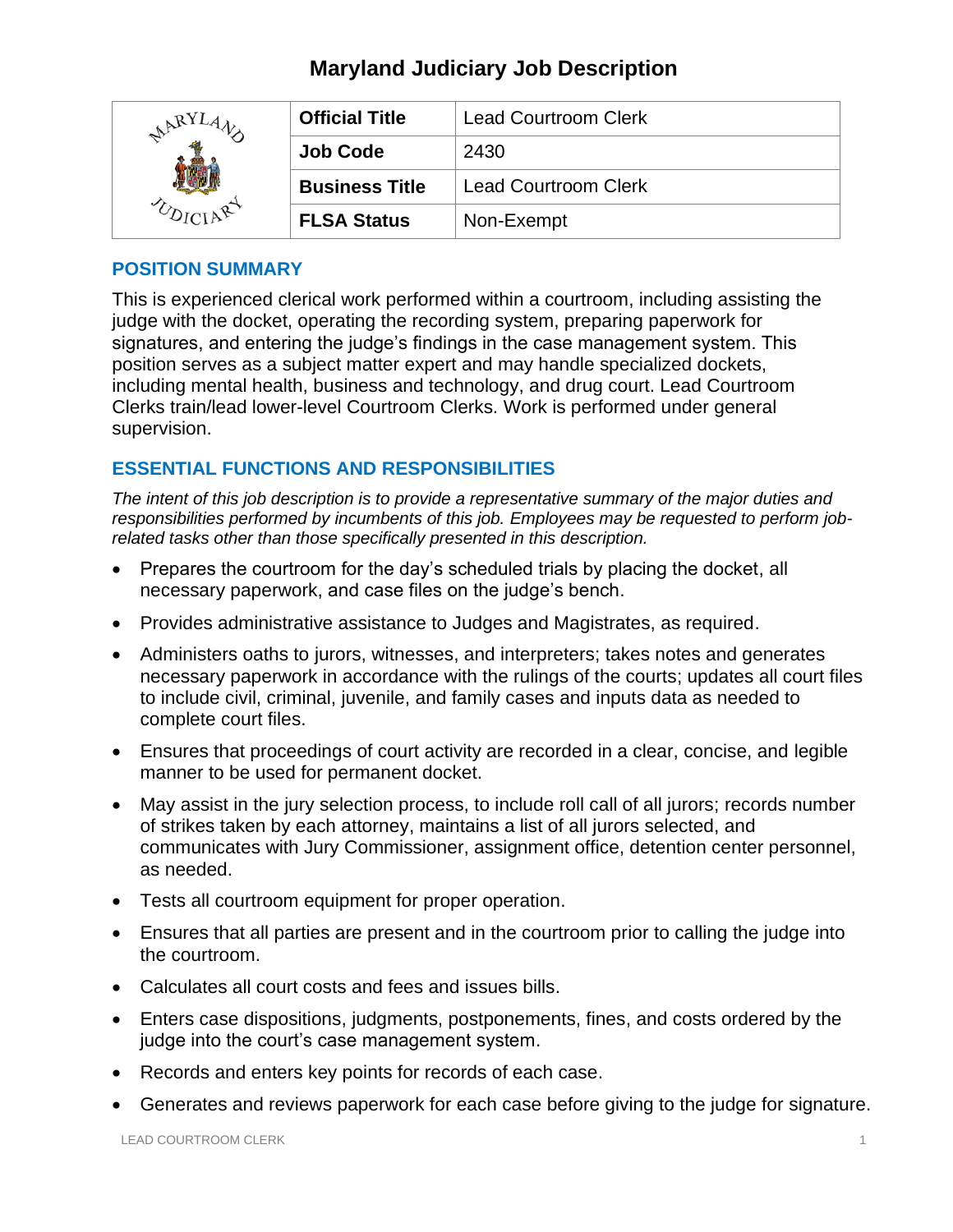# Maryland Judiciary Job Description

| | Official Title | Lead Courtroom Clerk |
|---|---|---|
| | Job Code | 2430 |
| | Business Title | Lead Courtroom Clerk |
| | FLSA Status | Non-Exempt |

## POSITION SUMMARY

This is experienced clerical work performed within a courtroom, including assisting the judge with the docket, operating the recording system, preparing paperwork for signatures, and entering the judge's findings in the case management system. This position serves as a subject matter expert and may handle specialized dockets, including mental health, business and technology, and drug court. Lead Courtroom Clerks train/lead lower-level Courtroom Clerks. Work is performed under general supervision.

## ESSENTIAL FUNCTIONS AND RESPONSIBILITIES

*The intent of this job description is to provide a representative summary of the major duties and responsibilities performed by incumbents of this job. Employees may be requested to perform job-related tasks other than those specifically presented in this description.*

- Prepares the courtroom for the day's scheduled trials by placing the docket, all necessary paperwork, and case files on the judge's bench.
- Provides administrative assistance to Judges and Magistrates, as required.
- Administers oaths to jurors, witnesses, and interpreters; takes notes and generates necessary paperwork in accordance with the rulings of the courts; updates all court files to include civil, criminal, juvenile, and family cases and inputs data as needed to complete court files.
- Ensures that proceedings of court activity are recorded in a clear, concise, and legible manner to be used for permanent docket.
- May assist in the jury selection process, to include roll call of all jurors; records number of strikes taken by each attorney, maintains a list of all jurors selected, and communicates with Jury Commissioner, assignment office, detention center personnel, as needed.
- Tests all courtroom equipment for proper operation.
- Ensures that all parties are present and in the courtroom prior to calling the judge into the courtroom.
- Calculates all court costs and fees and issues bills.
- Enters case dispositions, judgments, postponements, fines, and costs ordered by the judge into the court's case management system.
- Records and enters key points for records of each case.
- Generates and reviews paperwork for each case before giving to the judge for signature.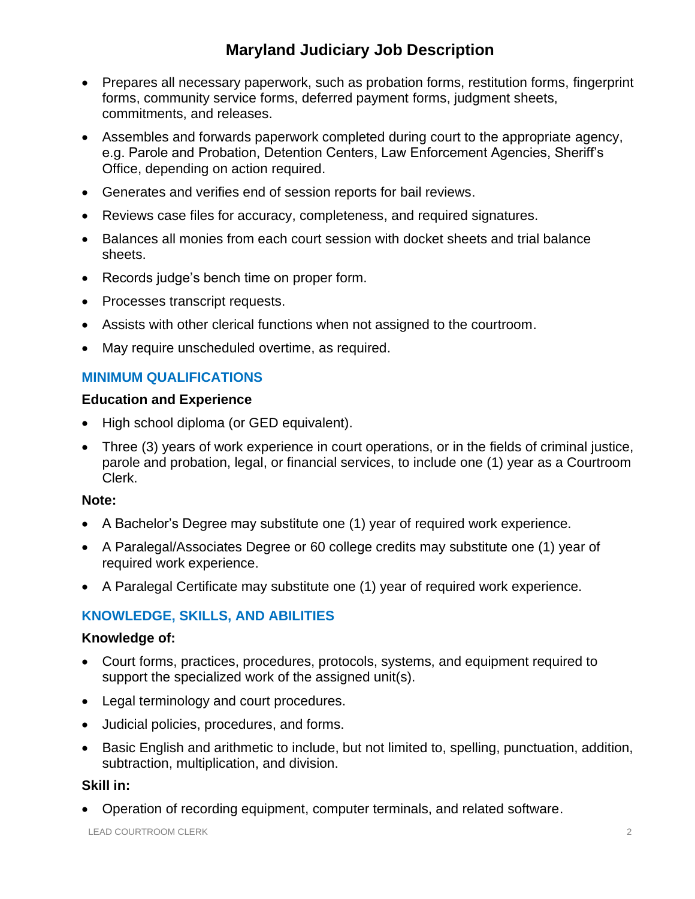- Prepares all necessary paperwork, such as probation forms, restitution forms, fingerprint forms, community service forms, deferred payment forms, judgment sheets, commitments, and releases.
- Assembles and forwards paperwork completed during court to the appropriate agency, e.g. Parole and Probation, Detention Centers, Law Enforcement Agencies, Sheriff's Office, depending on action required.
- Generates and verifies end of session reports for bail reviews.
- Reviews case files for accuracy, completeness, and required signatures.
- Balances all monies from each court session with docket sheets and trial balance sheets.
- Records judge's bench time on proper form.
- Processes transcript requests.
- Assists with other clerical functions when not assigned to the courtroom.
- May require unscheduled overtime, as required.

## MINIMUM QUALIFICATIONS

### Education and Experience

- High school diploma (or GED equivalent).
- Three (3) years of work experience in court operations, or in the fields of criminal justice, parole and probation, legal, or financial services, to include one (1) year as a Courtroom Clerk.

**Note:**

- A Bachelor's Degree may substitute one (1) year of required work experience.
- A Paralegal/Associates Degree or 60 college credits may substitute one (1) year of required work experience.
- A Paralegal Certificate may substitute one (1) year of required work experience.

## KNOWLEDGE, SKILLS, AND ABILITIES

### Knowledge of:

- Court forms, practices, procedures, protocols, systems, and equipment required to support the specialized work of the assigned unit(s).
- Legal terminology and court procedures.
- Judicial policies, procedures, and forms.
- Basic English and arithmetic to include, but not limited to, spelling, punctuation, addition, subtraction, multiplication, and division.

### Skill in:

- Operation of recording equipment, computer terminals, and related software.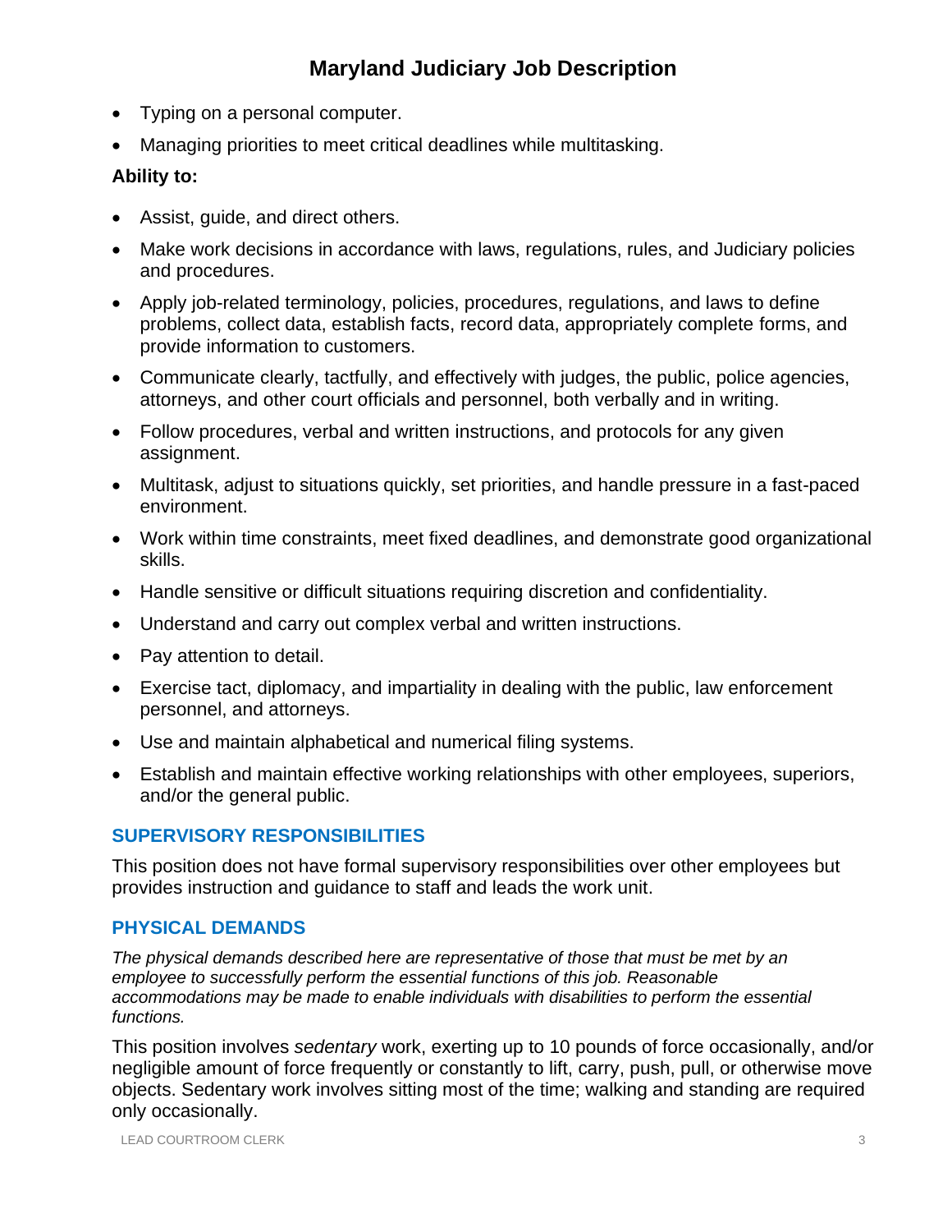- Typing on a personal computer.
- Managing priorities to meet critical deadlines while multitasking.

**Ability to:**

- Assist, guide, and direct others.
- Make work decisions in accordance with laws, regulations, rules, and Judiciary policies and procedures.
- Apply job-related terminology, policies, procedures, regulations, and laws to define problems, collect data, establish facts, record data, appropriately complete forms, and provide information to customers.
- Communicate clearly, tactfully, and effectively with judges, the public, police agencies, attorneys, and other court officials and personnel, both verbally and in writing.
- Follow procedures, verbal and written instructions, and protocols for any given assignment.
- Multitask, adjust to situations quickly, set priorities, and handle pressure in a fast-paced environment.
- Work within time constraints, meet fixed deadlines, and demonstrate good organizational skills.
- Handle sensitive or difficult situations requiring discretion and confidentiality.
- Understand and carry out complex verbal and written instructions.
- Pay attention to detail.
- Exercise tact, diplomacy, and impartiality in dealing with the public, law enforcement personnel, and attorneys.
- Use and maintain alphabetical and numerical filing systems.
- Establish and maintain effective working relationships with other employees, superiors, and/or the general public.

## SUPERVISORY RESPONSIBILITIES

This position does not have formal supervisory responsibilities over other employees but provides instruction and guidance to staff and leads the work unit.

## PHYSICAL DEMANDS

*The physical demands described here are representative of those that must be met by an employee to successfully perform the essential functions of this job. Reasonable accommodations may be made to enable individuals with disabilities to perform the essential functions.*

This position involves *sedentary* work, exerting up to 10 pounds of force occasionally, and/or negligible amount of force frequently or constantly to lift, carry, push, pull, or otherwise move objects. Sedentary work involves sitting most of the time; walking and standing are required only occasionally.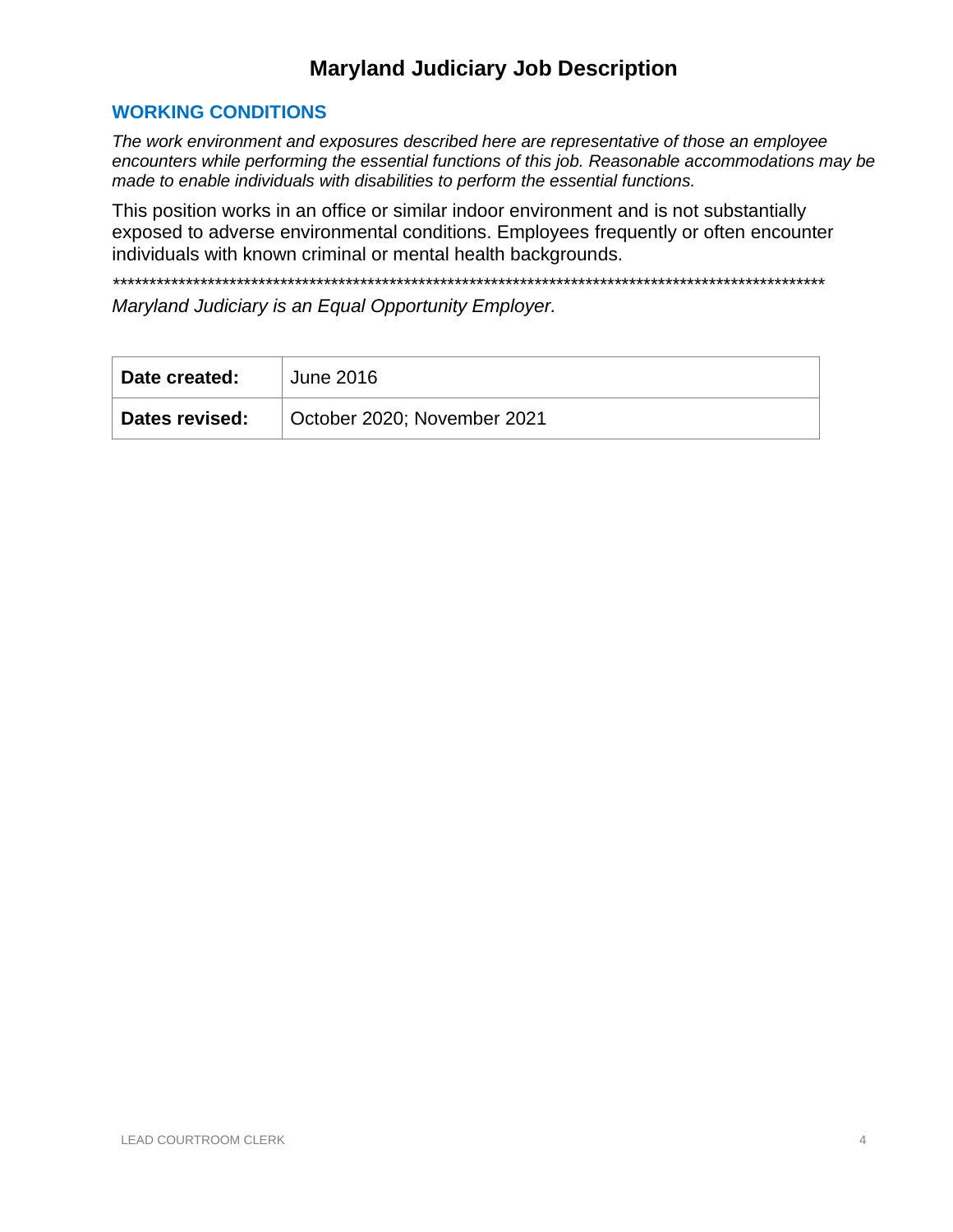# Maryland Judiciary Job Description

## WORKING CONDITIONS

*The work environment and exposures described here are representative of those an employee encounters while performing the essential functions of this job. Reasonable accommodations may be made to enable individuals with disabilities to perform the essential functions.*

This position works in an office or similar indoor environment and is not substantially exposed to adverse environmental conditions. Employees frequently or often encounter individuals with known criminal or mental health backgrounds.

****************************************************************************************************

*Maryland Judiciary is an Equal Opportunity Employer.*

| | |
|---|---|
| **Date created:** | June 2016 |
| **Dates revised:** | October 2020; November 2021 |